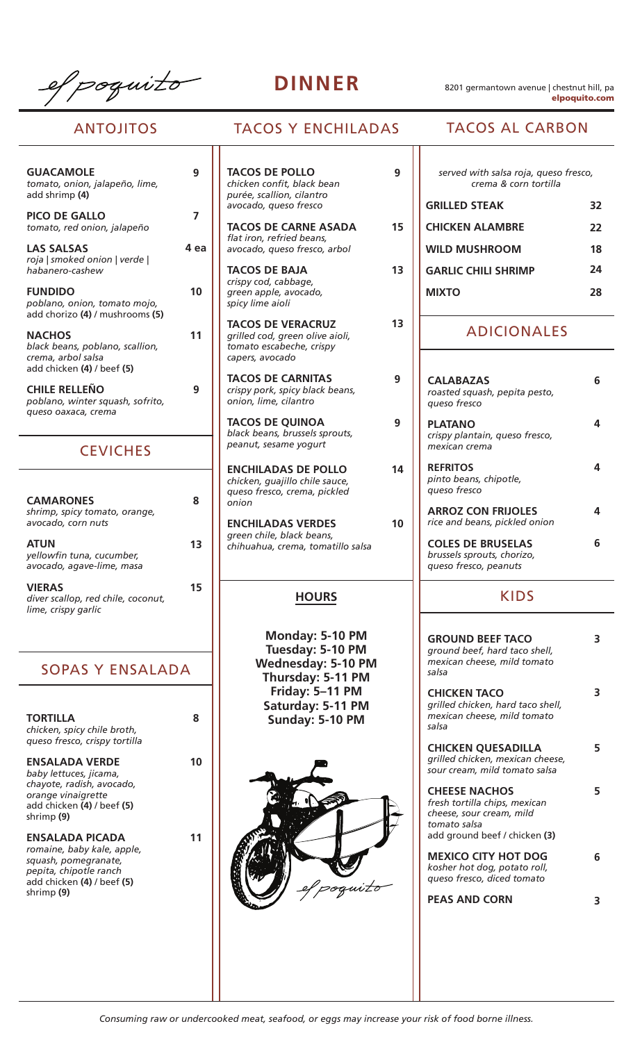# el poquito

## DINNER

8201 germantown avenue | chestnut hill, pa
**elpoquito.com**

## ANTOJITOS

**GUACAMOLE** 9
*tomato, onion, jalapeño, lime,*
add shrimp **(4)**

**PICO DE GALLO** 7
*tomato, red onion, jalapeño*

**LAS SALSAS** 4 ea
*roja | smoked onion | verde | habanero-cashew*

**FUNDIDO** 10
*poblano, onion, tomato mojo,*
add chorizo **(4)** / mushrooms **(5)**

**NACHOS** 11
*black beans, poblano, scallion, crema, arbol salsa*
add chicken **(4)** / beef **(5)**

**CHILE RELLEÑO** 9
*poblano, winter squash, sofrito, queso oaxaca, crema*

## CEVICHES

**CAMARONES** 8
*shrimp, spicy tomato, orange, avocado, corn nuts*

**ATUN** 13
*yellowfin tuna, cucumber, avocado, agave-lime, masa*

**VIERAS** 15
*diver scallop, red chile, coconut, lime, crispy garlic*

## SOPAS Y ENSALADA

**TORTILLA** 8
*chicken, spicy chile broth, queso fresco, crispy tortilla*

**ENSALADA VERDE** 10
*baby lettuces, jicama, chayote, radish, avocado, orange vinaigrette*
add chicken **(4)** / beef **(5)**
shrimp **(9)**

**ENSALADA PICADA** 11
*romaine, baby kale, apple, squash, pomegranate, pepita, chipotle ranch*
add chicken **(4)** / beef **(5)**
shrimp **(9)**

## TACOS Y ENCHILADAS

**TACOS DE POLLO** 9
*chicken confit, black bean purée, scallion, cilantro avocado, queso fresco*

**TACOS DE CARNE ASADA** 15
*flat iron, refried beans, avocado, queso fresco, arbol*

**TACOS DE BAJA** 13
*crispy cod, cabbage, green apple, avocado, spicy lime aioli*

**TACOS DE VERACRUZ** 13
*grilled cod, green olive aioli, tomato escabeche, crispy capers, avocado*

**TACOS DE CARNITAS** 9
*crispy pork, spicy black beans, onion, lime, cilantro*

**TACOS DE QUINOA** 9
*black beans, brussels sprouts, peanut, sesame yogurt*

**ENCHILADAS DE POLLO** 14
*chicken, guajillo chile sauce, queso fresco, crema, pickled onion*

**ENCHILADAS VERDES** 10
*green chile, black beans, chihuahua, crema, tomatillo salsa*

### HOURS

**Monday: 5-10 PM**
**Tuesday: 5-10 PM**
**Wednesday: 5-10 PM**
**Thursday: 5-11 PM**
**Friday: 5–11 PM**
**Saturday: 5-11 PM**
**Sunday: 5-10 PM**

el poquito

## TACOS AL CARBON

*served with salsa roja, queso fresco, crema & corn tortilla*

| | |
|---|---|
| **GRILLED STEAK** | 32 |
| **CHICKEN ALAMBRE** | 22 |
| **WILD MUSHROOM** | 18 |
| **GARLIC CHILI SHRIMP** | 24 |
| **MIXTO** | 28 |

## ADICIONALES

**CALABAZAS** 6
*roasted squash, pepita pesto, queso fresco*

**PLATANO** 4
*crispy plantain, queso fresco, mexican crema*

**REFRITOS** 4
*pinto beans, chipotle, queso fresco*

**ARROZ CON FRIJOLES** 4
*rice and beans, pickled onion*

**COLES DE BRUSELAS** 6
*brussels sprouts, chorizo, queso fresco, peanuts*

## KIDS

**GROUND BEEF TACO** 3
*ground beef, hard taco shell, mexican cheese, mild tomato salsa*

**CHICKEN TACO** 3
*grilled chicken, hard taco shell, mexican cheese, mild tomato salsa*

**CHICKEN QUESADILLA** 5
*grilled chicken, mexican cheese, sour cream, mild tomato salsa*

**CHEESE NACHOS** 5
*fresh tortilla chips, mexican cheese, sour cream, mild tomato salsa*
add ground beef / chicken **(3)**

**MEXICO CITY HOT DOG** 6
*kosher hot dog, potato roll, queso fresco, diced tomato*

**PEAS AND CORN** 3

*Consuming raw or undercooked meat, seafood, or eggs may increase your risk of food borne illness.*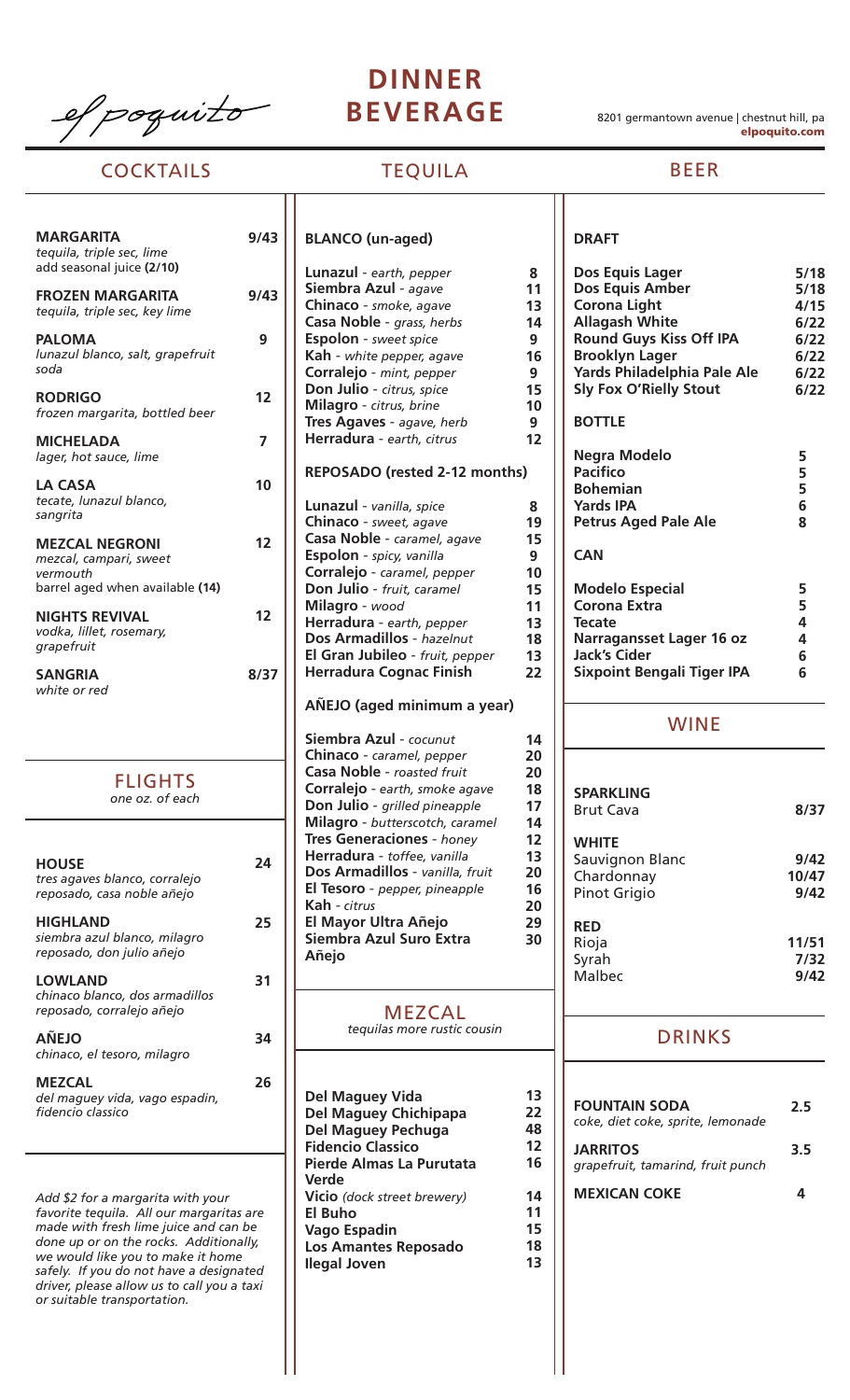el poquito

# DINNER BEVERAGE

8201 germantown avenue | chestnut hill, pa
**elpoquito.com**

## COCKTAILS

| | |
|---|---|
| **MARGARITA** *tequila, triple sec, lime* add seasonal juice **(2/10)** | 9/43 |
| **FROZEN MARGARITA** *tequila, triple sec, key lime* | 9/43 |
| **PALOMA** *lunazul blanco, salt, grapefruit soda* | 9 |
| **RODRIGO** *frozen margarita, bottled beer* | 12 |
| **MICHELADA** *lager, hot sauce, lime* | 7 |
| **LA CASA** *tecate, lunazul blanco, sangrita* | 10 |
| **MEZCAL NEGRONI** *mezcal, campari, sweet vermouth* barrel aged when available **(14)** | 12 |
| **NIGHTS REVIVAL** *vodka, lillet, rosemary, grapefruit* | 12 |
| **SANGRIA** *white or red* | 8/37 |

## FLIGHTS

*one oz. of each*

| | |
|---|---|
| **HOUSE** *tres agaves blanco, corralejo reposado, casa noble añejo* | 24 |
| **HIGHLAND** *siembra azul blanco, milagro reposado, don julio añejo* | 25 |
| **LOWLAND** *chinaco blanco, dos armadillos reposado, corralejo añejo* | 31 |
| **AÑEJO** *chinaco, el tesoro, milagro* | 34 |
| **MEZCAL** *del maguey vida, vago espadin, fidencio classico* | 26 |

*Add $2 for a margarita with your favorite tequila. All our margaritas are made with fresh lime juice and can be done up or on the rocks. Additionally, we would like you to make it home safely. If you do not have a designated driver, please allow us to call you a taxi or suitable transportation.*

## TEQUILA

### BLANCO (un-aged)

| | |
|---|---|
| **Lunazul** - *earth, pepper* | 8 |
| **Siembra Azul** - *agave* | 11 |
| **Chinaco** - *smoke, agave* | 13 |
| **Casa Noble** - *grass, herbs* | 14 |
| **Espolon** - *sweet spice* | 9 |
| **Kah** - *white pepper, agave* | 16 |
| **Corralejo** - *mint, pepper* | 9 |
| **Don Julio** - *citrus, spice* | 15 |
| **Milagro** - *citrus, brine* | 10 |
| **Tres Agaves** - *agave, herb* | 9 |
| **Herradura** - *earth, citrus* | 12 |

### REPOSADO (rested 2-12 months)

| | |
|---|---|
| **Lunazul** - *vanilla, spice* | 8 |
| **Chinaco** - *sweet, agave* | 19 |
| **Casa Noble** - *caramel, agave* | 15 |
| **Espolon** - *spicy, vanilla* | 9 |
| **Corralejo** - *caramel, pepper* | 10 |
| **Don Julio** - *fruit, caramel* | 15 |
| **Milagro** - *wood* | 11 |
| **Herradura** - *earth, pepper* | 13 |
| **Dos Armadillos** - *hazelnut* | 18 |
| **El Gran Jubileo** - *fruit, pepper* | 13 |
| **Herradura Cognac Finish** | 22 |

### AÑEJO (aged minimum a year)

| | |
|---|---|
| **Siembra Azul** - *cocunut* | 14 |
| **Chinaco** - *caramel, pepper* | 20 |
| **Casa Noble** - *roasted fruit* | 20 |
| **Corralejo** - *earth, smoke agave* | 18 |
| **Don Julio** - *grilled pineapple* | 17 |
| **Milagro** - *butterscotch, caramel* | 14 |
| **Tres Generaciones** - *honey* | 12 |
| **Herradura** - *toffee, vanilla* | 13 |
| **Dos Armadillos** - *vanilla, fruit* | 20 |
| **El Tesoro** - *pepper, pineapple* | 16 |
| **Kah** - *citrus* | 20 |
| **El Mayor Ultra Añejo** | 29 |
| **Siembra Azul Suro Extra Añejo** | 30 |

## MEZCAL

*tequilas more rustic cousin*

| | |
|---|---|
| **Del Maguey Vida** | 13 |
| **Del Maguey Chichipapa** | 22 |
| **Del Maguey Pechuga** | 48 |
| **Fidencio Classico** | 12 |
| **Pierde Almas La Purutata Verde** | 16 |
| **Vicio** *(dock street brewery)* | 14 |
| **El Buho** | 11 |
| **Vago Espadin** | 15 |
| **Los Amantes Reposado** | 18 |
| **Ilegal Joven** | 13 |

## BEER

### DRAFT

| | |
|---|---|
| **Dos Equis Lager** | 5/18 |
| **Dos Equis Amber** | 5/18 |
| **Corona Light** | 4/15 |
| **Allagash White** | 6/22 |
| **Round Guys Kiss Off IPA** | 6/22 |
| **Brooklyn Lager** | 6/22 |
| **Yards Philadelphia Pale Ale** | 6/22 |
| **Sly Fox O'Rielly Stout** | 6/22 |

### BOTTLE

| | |
|---|---|
| **Negra Modelo** | 5 |
| **Pacifico** | 5 |
| **Bohemian** | 5 |
| **Yards IPA** | 6 |
| **Petrus Aged Pale Ale** | 8 |

### CAN

| | |
|---|---|
| **Modelo Especial** | 5 |
| **Corona Extra** | 5 |
| **Tecate** | 4 |
| **Narragansset Lager 16 oz** | 4 |
| **Jack's Cider** | 6 |
| **Sixpoint Bengali Tiger IPA** | 6 |

## WINE

### SPARKLING

| | |
|---|---|
| Brut Cava | 8/37 |

### WHITE

| | |
|---|---|
| Sauvignon Blanc | 9/42 |
| Chardonnay | 10/47 |
| Pinot Grigio | 9/42 |

### RED

| | |
|---|---|
| Rioja | 11/51 |
| Syrah | 7/32 |
| Malbec | 9/42 |

## DRINKS

| | |
|---|---|
| **FOUNTAIN SODA** *coke, diet coke, sprite, lemonade* | 2.5 |
| **JARRITOS** *grapefruit, tamarind, fruit punch* | 3.5 |
| **MEXICAN COKE** | 4 |